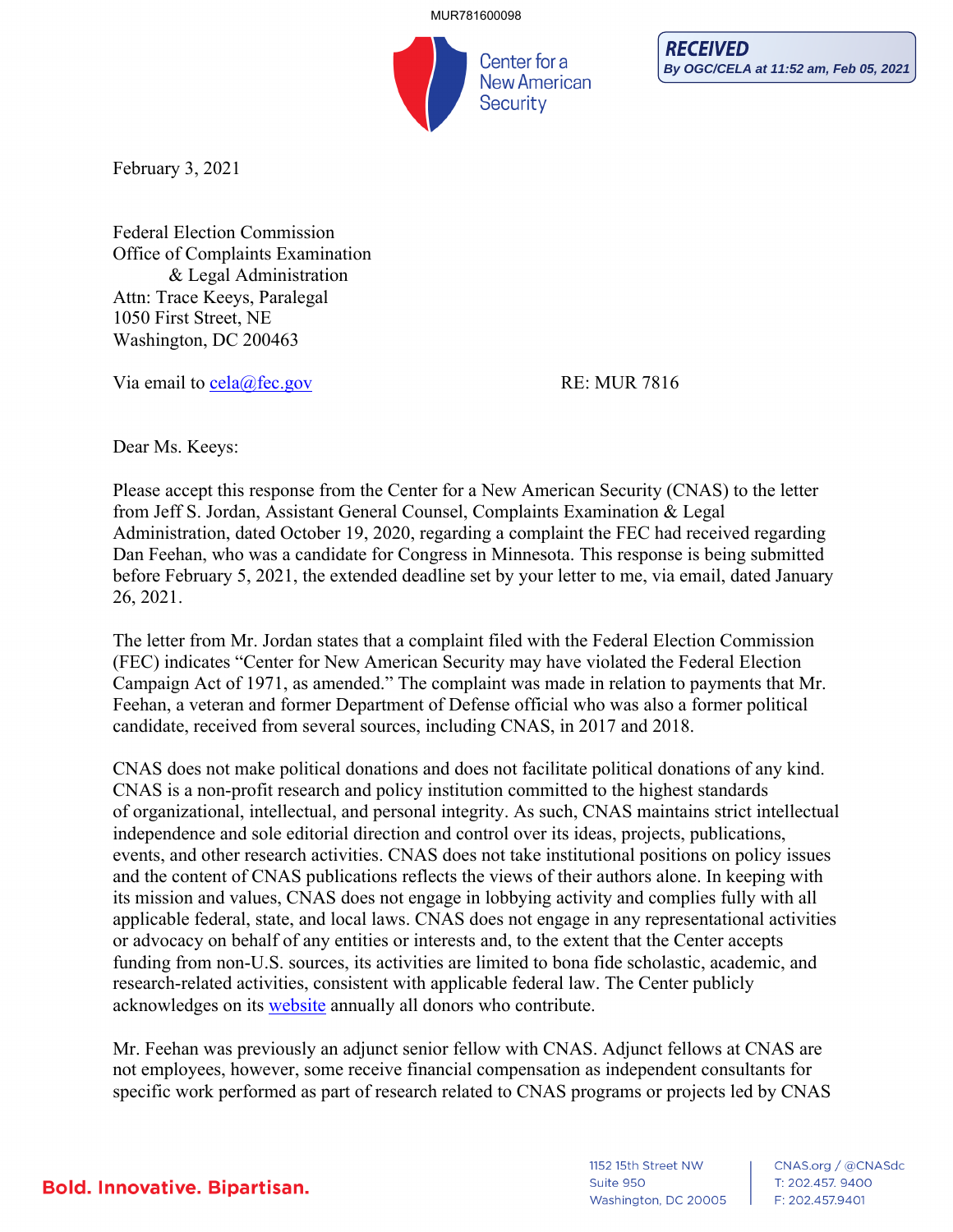MUR781600098

Center for a New American Security

**RECEIVED**
*By OGC/CELA at 11:52 am, Feb 05, 2021*

February 3, 2021

Federal Election Commission
Office of Complaints Examination
& Legal Administration
Attn: Trace Keeys, Paralegal
1050 First Street, NE
Washington, DC 200463

Via email to cela@fec.gov RE: MUR 7816

Dear Ms. Keeys:

Please accept this response from the Center for a New American Security (CNAS) to the letter from Jeff S. Jordan, Assistant General Counsel, Complaints Examination & Legal Administration, dated October 19, 2020, regarding a complaint the FEC had received regarding Dan Feehan, who was a candidate for Congress in Minnesota. This response is being submitted before February 5, 2021, the extended deadline set by your letter to me, via email, dated January 26, 2021.

The letter from Mr. Jordan states that a complaint filed with the Federal Election Commission (FEC) indicates "Center for New American Security may have violated the Federal Election Campaign Act of 1971, as amended." The complaint was made in relation to payments that Mr. Feehan, a veteran and former Department of Defense official who was also a former political candidate, received from several sources, including CNAS, in 2017 and 2018.

CNAS does not make political donations and does not facilitate political donations of any kind. CNAS is a non-profit research and policy institution committed to the highest standards of organizational, intellectual, and personal integrity. As such, CNAS maintains strict intellectual independence and sole editorial direction and control over its ideas, projects, publications, events, and other research activities. CNAS does not take institutional positions on policy issues and the content of CNAS publications reflects the views of their authors alone. In keeping with its mission and values, CNAS does not engage in lobbying activity and complies fully with all applicable federal, state, and local laws. CNAS does not engage in any representational activities or advocacy on behalf of any entities or interests and, to the extent that the Center accepts funding from non-U.S. sources, its activities are limited to bona fide scholastic, academic, and research-related activities, consistent with applicable federal law. The Center publicly acknowledges on its website annually all donors who contribute.

Mr. Feehan was previously an adjunct senior fellow with CNAS. Adjunct fellows at CNAS are not employees, however, some receive financial compensation as independent consultants for specific work performed as part of research related to CNAS programs or projects led by CNAS

**Bold. Innovative. Bipartisan.**

1152 15th Street NW
Suite 950
Washington, DC 20005

CNAS.org / @CNASdc
T: 202.457. 9400
F: 202.457.9401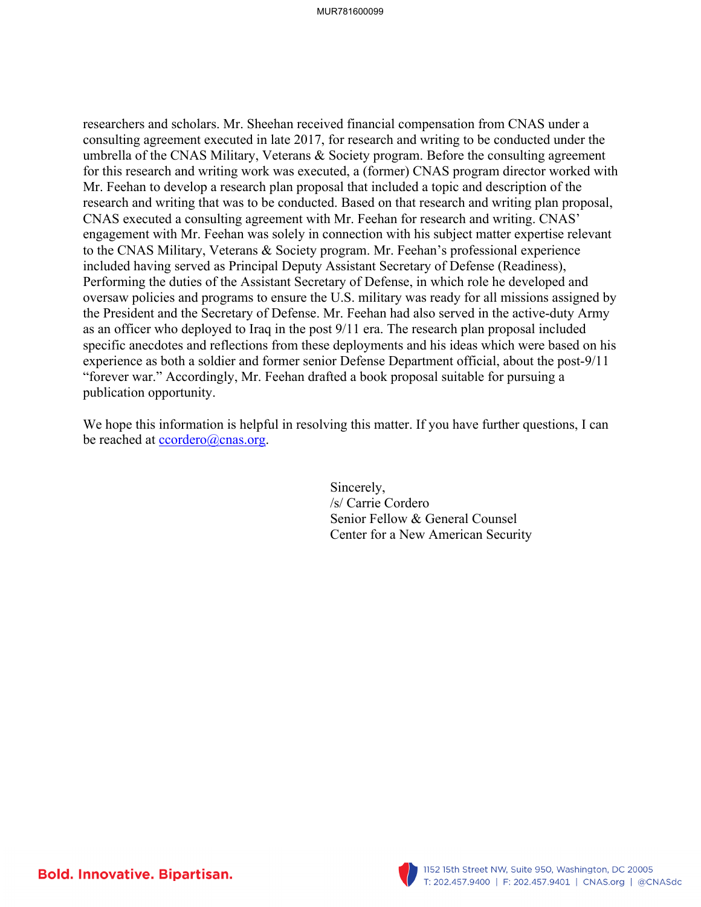researchers and scholars. Mr. Sheehan received financial compensation from CNAS under a consulting agreement executed in late 2017, for research and writing to be conducted under the umbrella of the CNAS Military, Veterans & Society program. Before the consulting agreement for this research and writing work was executed, a (former) CNAS program director worked with Mr. Feehan to develop a research plan proposal that included a topic and description of the research and writing that was to be conducted. Based on that research and writing plan proposal, CNAS executed a consulting agreement with Mr. Feehan for research and writing. CNAS' engagement with Mr. Feehan was solely in connection with his subject matter expertise relevant to the CNAS Military, Veterans & Society program. Mr. Feehan's professional experience included having served as Principal Deputy Assistant Secretary of Defense (Readiness), Performing the duties of the Assistant Secretary of Defense, in which role he developed and oversaw policies and programs to ensure the U.S. military was ready for all missions assigned by the President and the Secretary of Defense. Mr. Feehan had also served in the active-duty Army as an officer who deployed to Iraq in the post 9/11 era. The research plan proposal included specific anecdotes and reflections from these deployments and his ideas which were based on his experience as both a soldier and former senior Defense Department official, about the post-9/11 "forever war." Accordingly, Mr. Feehan drafted a book proposal suitable for pursuing a publication opportunity.

We hope this information is helpful in resolving this matter. If you have further questions, I can be reached at ccordero@cnas.org.

Sincerely,
/s/ Carrie Cordero
Senior Fellow & General Counsel
Center for a New American Security

**Bold. Innovative. Bipartisan.**

1152 15th Street NW, Suite 950, Washington, DC 20005
T: 202.457.9400 | F: 202.457.9401 | CNAS.org | @CNASdc